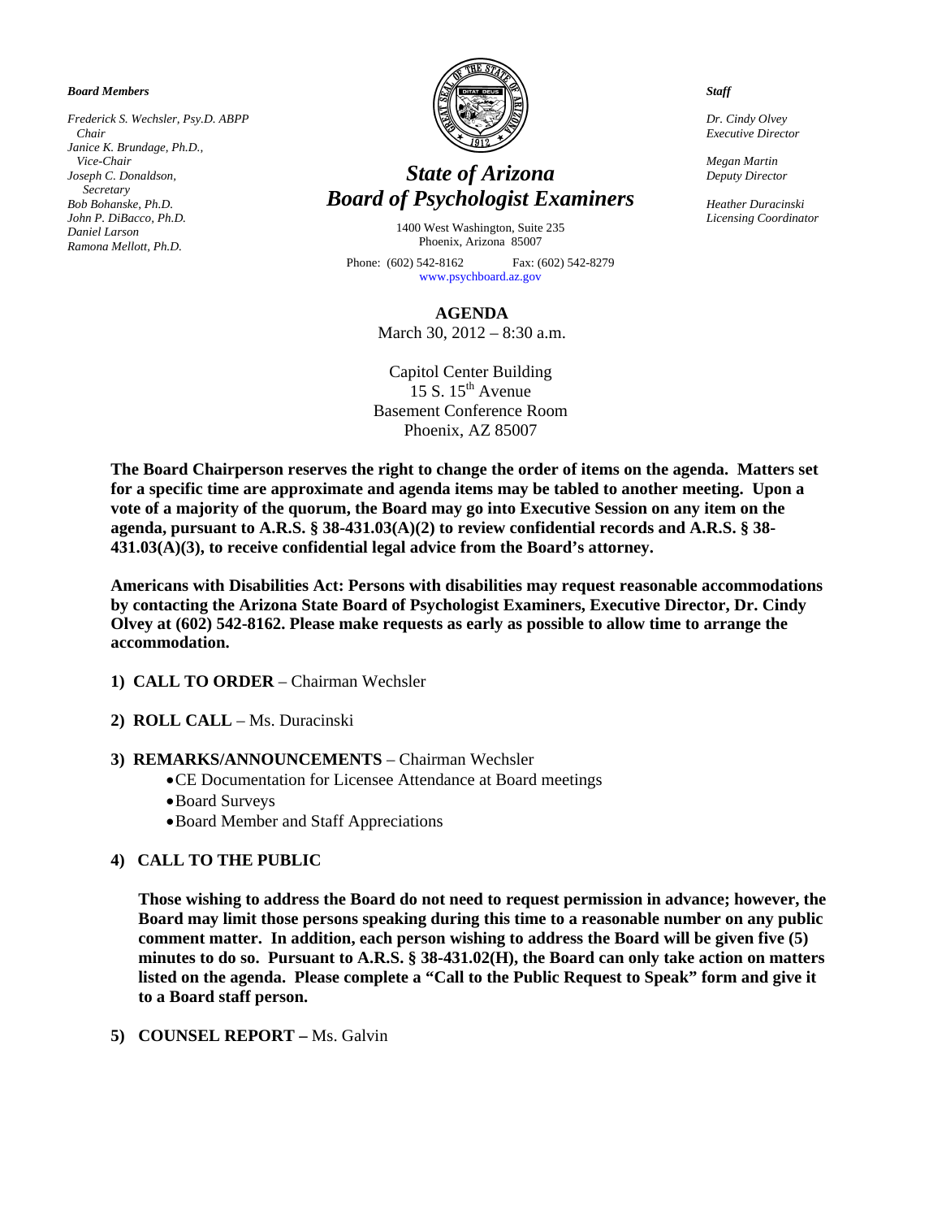*Board Members*

*Frederick S. Wechsler, Psy.D. ABPP*
*Chair*
*Janice K. Brundage, Ph.D.,*
*Vice-Chair*
*Joseph C. Donaldson,*
*Secretary*
*Bob Bohanske, Ph.D.*
*John P. DiBacco, Ph.D.*
*Daniel Larson*
*Ramona Mellott, Ph.D.*

# *State of Arizona*
# *Board of Psychologist Examiners*

1400 West Washington, Suite 235
Phoenix, Arizona 85007

Phone: (602) 542-8162 Fax: (602) 542-8279
www.psychboard.az.gov

*Staff*

*Dr. Cindy Olvey*
*Executive Director*

*Megan Martin*
*Deputy Director*

*Heather Duracinski*
*Licensing Coordinator*

## AGENDA

March 30, 2012 – 8:30 a.m.

Capitol Center Building
15 S. 15th Avenue
Basement Conference Room
Phoenix, AZ 85007

**The Board Chairperson reserves the right to change the order of items on the agenda. Matters set for a specific time are approximate and agenda items may be tabled to another meeting. Upon a vote of a majority of the quorum, the Board may go into Executive Session on any item on the agenda, pursuant to A.R.S. § 38-431.03(A)(2) to review confidential records and A.R.S. § 38-431.03(A)(3), to receive confidential legal advice from the Board's attorney.**

**Americans with Disabilities Act: Persons with disabilities may request reasonable accommodations by contacting the Arizona State Board of Psychologist Examiners, Executive Director, Dr. Cindy Olvey at (602) 542-8162. Please make requests as early as possible to allow time to arrange the accommodation.**

1) **CALL TO ORDER** – Chairman Wechsler

2) **ROLL CALL** – Ms. Duracinski

3) **REMARKS/ANNOUNCEMENTS** – Chairman Wechsler
   - CE Documentation for Licensee Attendance at Board meetings
   - Board Surveys
   - Board Member and Staff Appreciations

4) **CALL TO THE PUBLIC**

   **Those wishing to address the Board do not need to request permission in advance; however, the Board may limit those persons speaking during this time to a reasonable number on any public comment matter. In addition, each person wishing to address the Board will be given five (5) minutes to do so. Pursuant to A.R.S. § 38-431.02(H), the Board can only take action on matters listed on the agenda. Please complete a "Call to the Public Request to Speak" form and give it to a Board staff person.**

5) **COUNSEL REPORT –** Ms. Galvin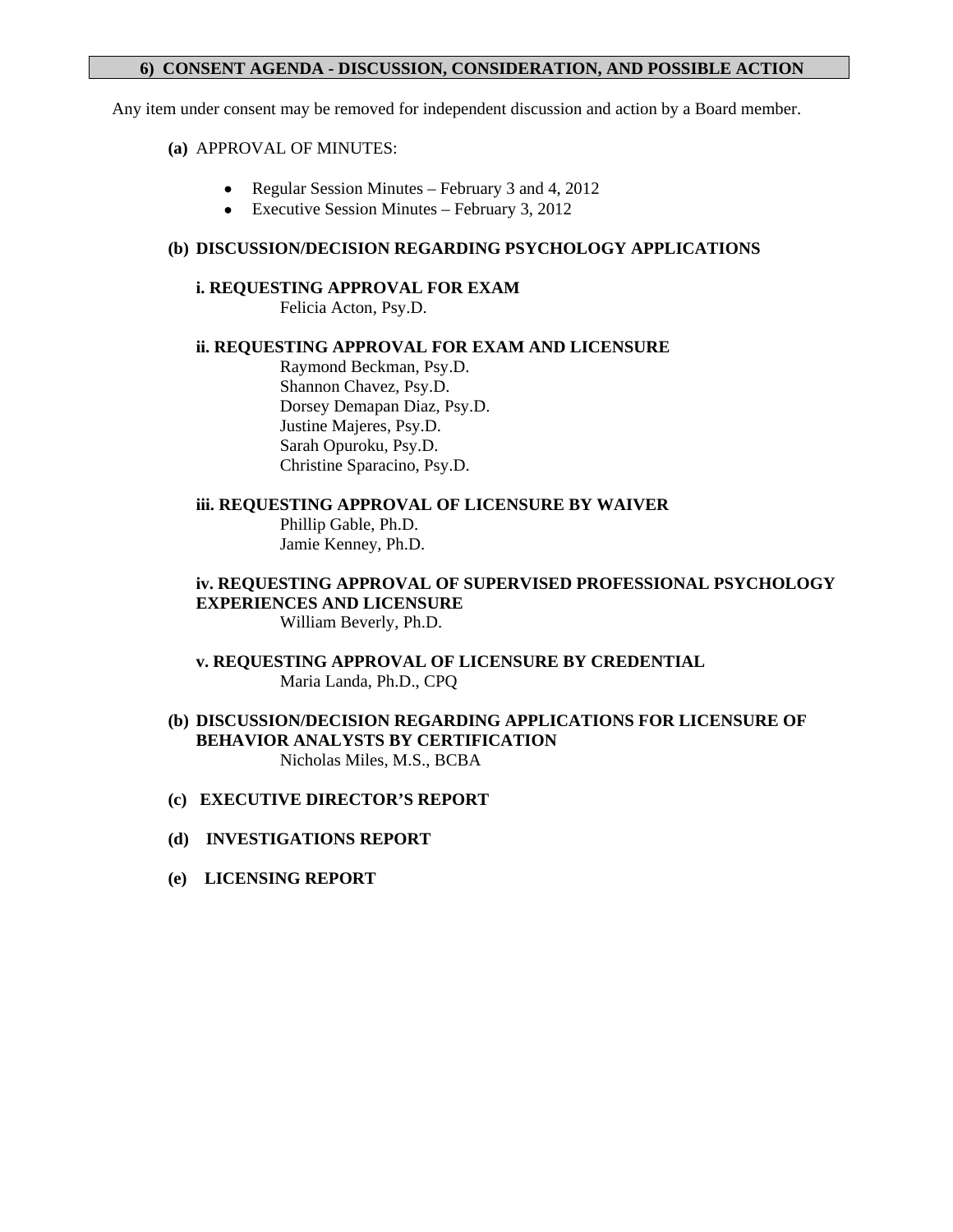## 6) CONSENT AGENDA - DISCUSSION, CONSIDERATION, AND POSSIBLE ACTION

Any item under consent may be removed for independent discussion and action by a Board member.

**(a)** APPROVAL OF MINUTES:

- Regular Session Minutes – February 3 and 4, 2012
- Executive Session Minutes – February 3, 2012

**(b) DISCUSSION/DECISION REGARDING PSYCHOLOGY APPLICATIONS**

**i. REQUESTING APPROVAL FOR EXAM**

Felicia Acton, Psy.D.

**ii. REQUESTING APPROVAL FOR EXAM AND LICENSURE**

Raymond Beckman, Psy.D.
Shannon Chavez, Psy.D.
Dorsey Demapan Diaz, Psy.D.
Justine Majeres, Psy.D.
Sarah Opuroku, Psy.D.
Christine Sparacino, Psy.D.

**iii. REQUESTING APPROVAL OF LICENSURE BY WAIVER**

Phillip Gable, Ph.D.
Jamie Kenney, Ph.D.

**iv. REQUESTING APPROVAL OF SUPERVISED PROFESSIONAL PSYCHOLOGY EXPERIENCES AND LICENSURE**

William Beverly, Ph.D.

**v. REQUESTING APPROVAL OF LICENSURE BY CREDENTIAL**

Maria Landa, Ph.D., CPQ

**(b) DISCUSSION/DECISION REGARDING APPLICATIONS FOR LICENSURE OF BEHAVIOR ANALYSTS BY CERTIFICATION**

Nicholas Miles, M.S., BCBA

**(c) EXECUTIVE DIRECTOR'S REPORT**

**(d) INVESTIGATIONS REPORT**

**(e) LICENSING REPORT**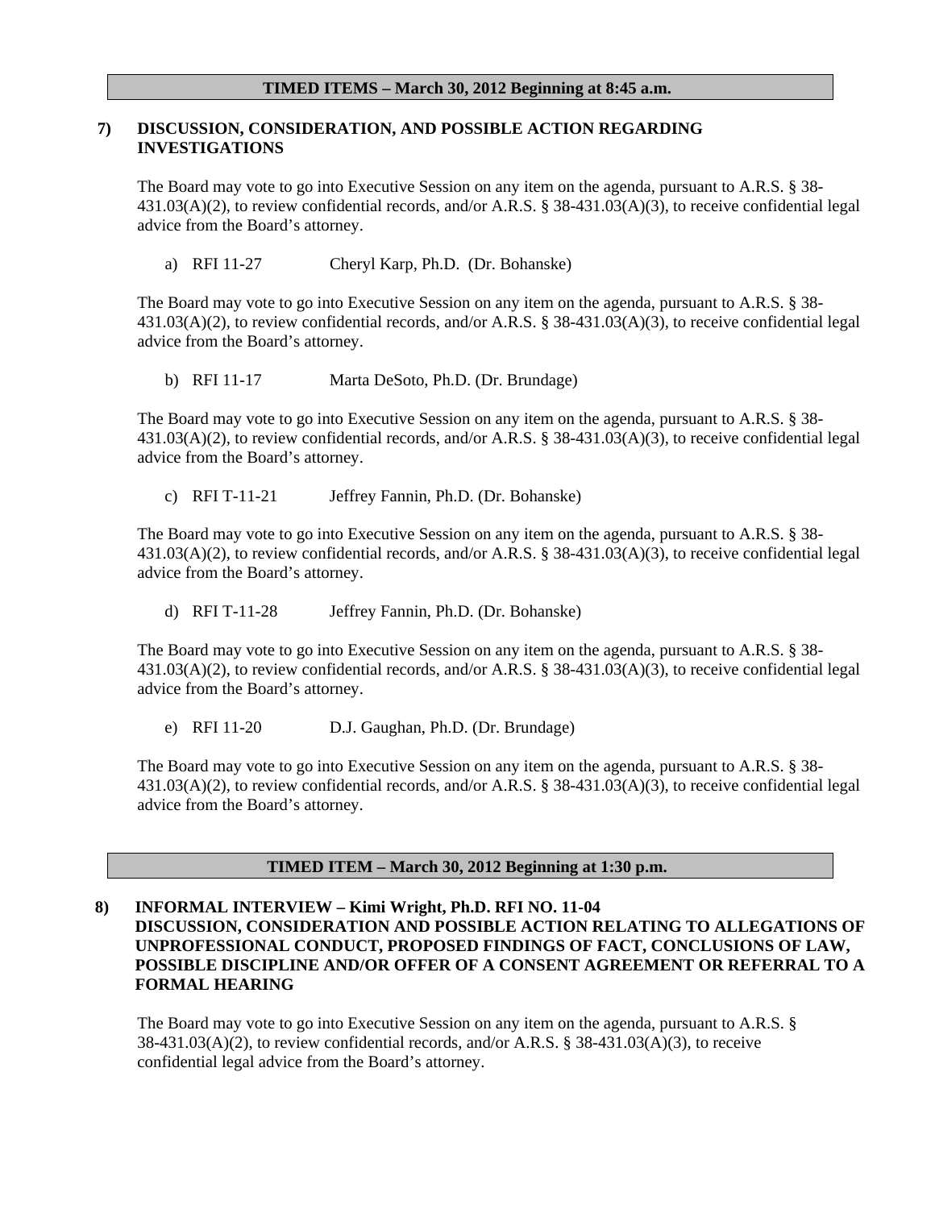**TIMED ITEMS – March 30, 2012 Beginning at 8:45 a.m.**

**7) DISCUSSION, CONSIDERATION, AND POSSIBLE ACTION REGARDING INVESTIGATIONS**

The Board may vote to go into Executive Session on any item on the agenda, pursuant to A.R.S. § 38-431.03(A)(2), to review confidential records, and/or A.R.S. § 38-431.03(A)(3), to receive confidential legal advice from the Board's attorney.

a) RFI 11-27 Cheryl Karp, Ph.D. (Dr. Bohanske)

The Board may vote to go into Executive Session on any item on the agenda, pursuant to A.R.S. § 38-431.03(A)(2), to review confidential records, and/or A.R.S. § 38-431.03(A)(3), to receive confidential legal advice from the Board's attorney.

b) RFI 11-17 Marta DeSoto, Ph.D. (Dr. Brundage)

The Board may vote to go into Executive Session on any item on the agenda, pursuant to A.R.S. § 38-431.03(A)(2), to review confidential records, and/or A.R.S. § 38-431.03(A)(3), to receive confidential legal advice from the Board's attorney.

c) RFI T-11-21 Jeffrey Fannin, Ph.D. (Dr. Bohanske)

The Board may vote to go into Executive Session on any item on the agenda, pursuant to A.R.S. § 38-431.03(A)(2), to review confidential records, and/or A.R.S. § 38-431.03(A)(3), to receive confidential legal advice from the Board's attorney.

d) RFI T-11-28 Jeffrey Fannin, Ph.D. (Dr. Bohanske)

The Board may vote to go into Executive Session on any item on the agenda, pursuant to A.R.S. § 38-431.03(A)(2), to review confidential records, and/or A.R.S. § 38-431.03(A)(3), to receive confidential legal advice from the Board's attorney.

e) RFI 11-20 D.J. Gaughan, Ph.D. (Dr. Brundage)

The Board may vote to go into Executive Session on any item on the agenda, pursuant to A.R.S. § 38-431.03(A)(2), to review confidential records, and/or A.R.S. § 38-431.03(A)(3), to receive confidential legal advice from the Board's attorney.

**TIMED ITEM – March 30, 2012 Beginning at 1:30 p.m.**

**8) INFORMAL INTERVIEW – Kimi Wright, Ph.D. RFI NO. 11-04 DISCUSSION, CONSIDERATION AND POSSIBLE ACTION RELATING TO ALLEGATIONS OF UNPROFESSIONAL CONDUCT, PROPOSED FINDINGS OF FACT, CONCLUSIONS OF LAW, POSSIBLE DISCIPLINE AND/OR OFFER OF A CONSENT AGREEMENT OR REFERRAL TO A FORMAL HEARING**

The Board may vote to go into Executive Session on any item on the agenda, pursuant to A.R.S. § 38-431.03(A)(2), to review confidential records, and/or A.R.S. § 38-431.03(A)(3), to receive confidential legal advice from the Board's attorney.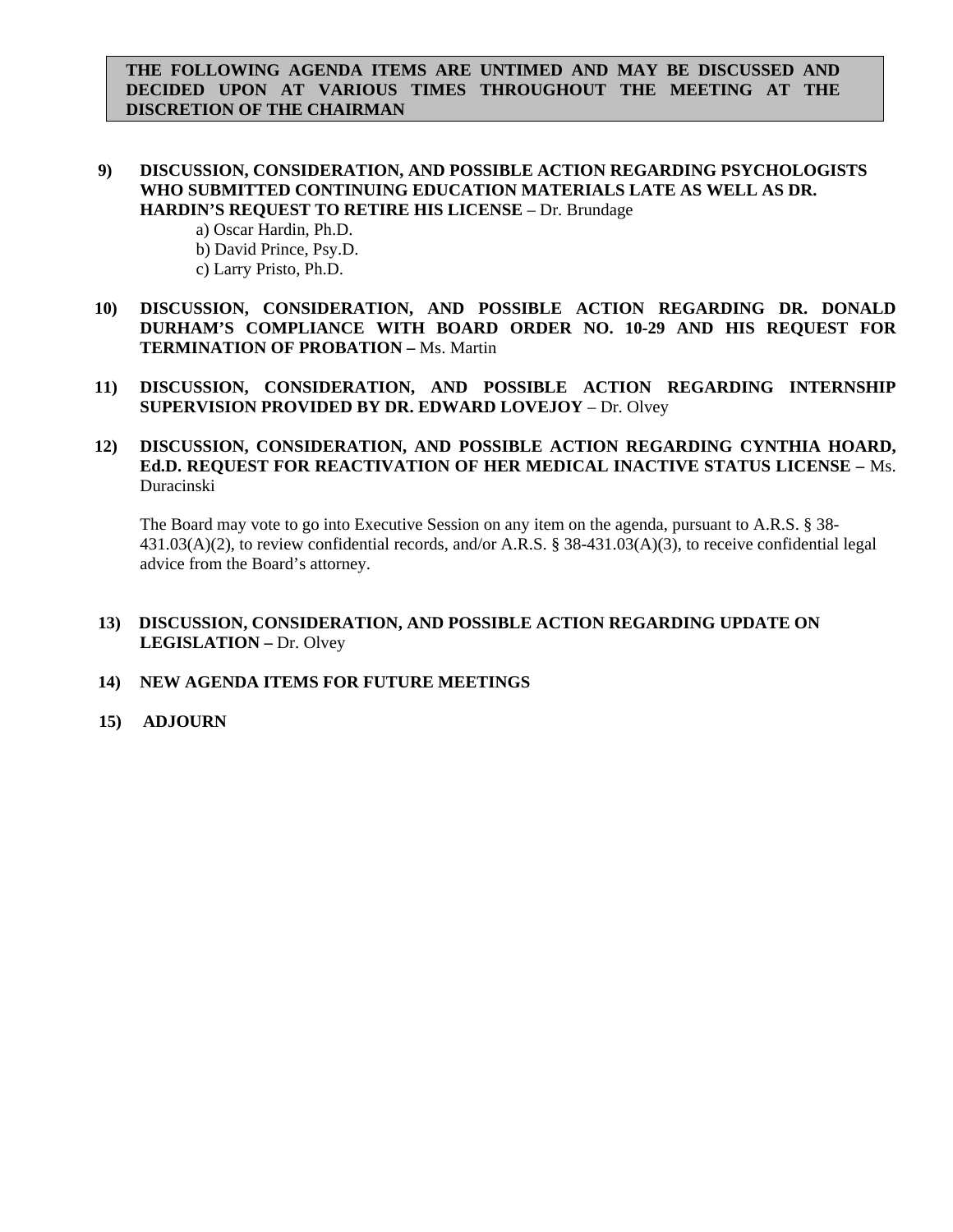**THE FOLLOWING AGENDA ITEMS ARE UNTIMED AND MAY BE DISCUSSED AND DECIDED UPON AT VARIOUS TIMES THROUGHOUT THE MEETING AT THE DISCRETION OF THE CHAIRMAN**

9) **DISCUSSION, CONSIDERATION, AND POSSIBLE ACTION REGARDING PSYCHOLOGISTS WHO SUBMITTED CONTINUING EDUCATION MATERIALS LATE AS WELL AS DR. HARDIN'S REQUEST TO RETIRE HIS LICENSE** – Dr. Brundage
   - a) Oscar Hardin, Ph.D.
   - b) David Prince, Psy.D.
   - c) Larry Pristo, Ph.D.

10) **DISCUSSION, CONSIDERATION, AND POSSIBLE ACTION REGARDING DR. DONALD DURHAM'S COMPLIANCE WITH BOARD ORDER NO. 10-29 AND HIS REQUEST FOR TERMINATION OF PROBATION –** Ms. Martin

11) **DISCUSSION, CONSIDERATION, AND POSSIBLE ACTION REGARDING INTERNSHIP SUPERVISION PROVIDED BY DR. EDWARD LOVEJOY** – Dr. Olvey

12) **DISCUSSION, CONSIDERATION, AND POSSIBLE ACTION REGARDING CYNTHIA HOARD, Ed.D. REQUEST FOR REACTIVATION OF HER MEDICAL INACTIVE STATUS LICENSE –** Ms. Duracinski

The Board may vote to go into Executive Session on any item on the agenda, pursuant to A.R.S. § 38-431.03(A)(2), to review confidential records, and/or A.R.S. § 38-431.03(A)(3), to receive confidential legal advice from the Board's attorney.

13) **DISCUSSION, CONSIDERATION, AND POSSIBLE ACTION REGARDING UPDATE ON LEGISLATION –** Dr. Olvey

14) **NEW AGENDA ITEMS FOR FUTURE MEETINGS**

15) **ADJOURN**